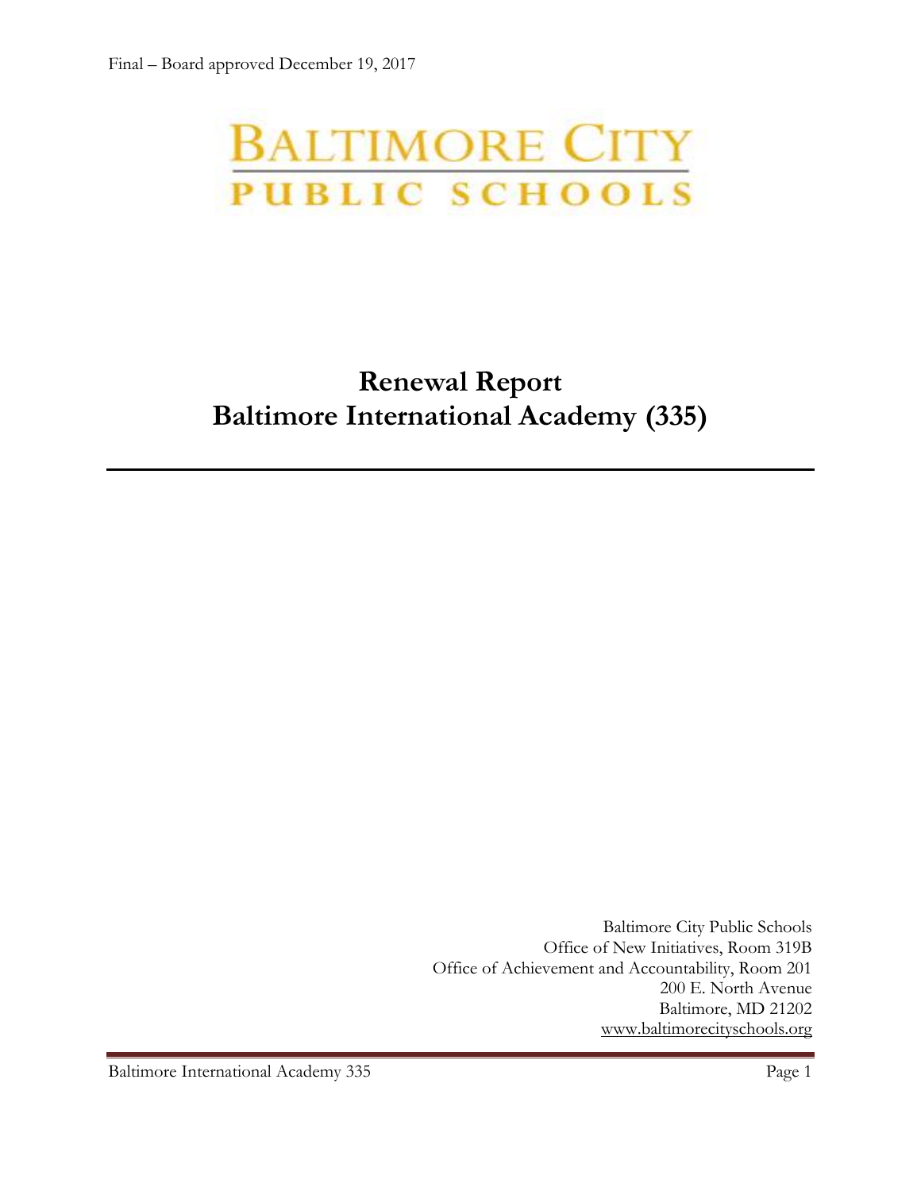Final – Board approved December 19, 2017

BALTIMORE CITY
PUBLIC SCHOOLS

# Renewal Report
# Baltimore International Academy (335)

---

Baltimore City Public Schools
Office of New Initiatives, Room 319B
Office of Achievement and Accountability, Room 201
200 E. North Avenue
Baltimore, MD 21202
www.baltimorecityschools.org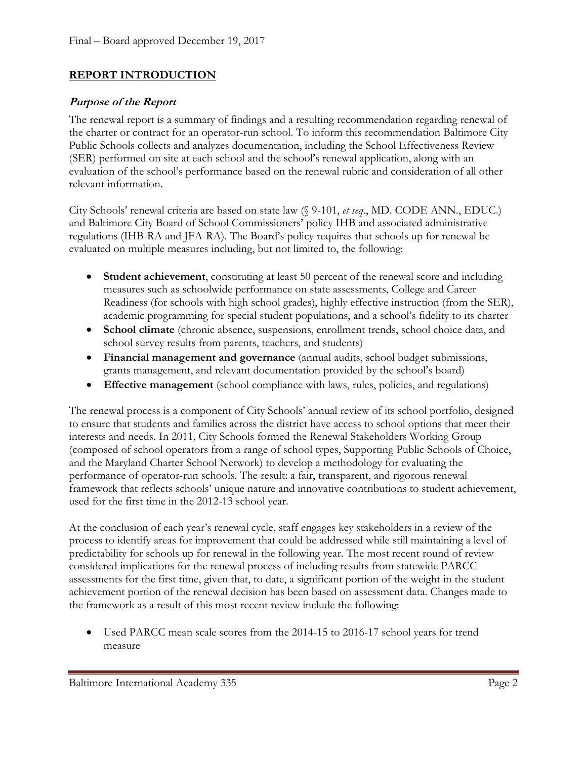## REPORT INTRODUCTION

### *Purpose of the Report*

The renewal report is a summary of findings and a resulting recommendation regarding renewal of the charter or contract for an operator-run school. To inform this recommendation Baltimore City Public Schools collects and analyzes documentation, including the School Effectiveness Review (SER) performed on site at each school and the school's renewal application, along with an evaluation of the school's performance based on the renewal rubric and consideration of all other relevant information.

City Schools' renewal criteria are based on state law (§ 9-101, *et seq*., MD. CODE ANN., EDUC.) and Baltimore City Board of School Commissioners' policy IHB and associated administrative regulations (IHB-RA and JFA-RA). The Board's policy requires that schools up for renewal be evaluated on multiple measures including, but not limited to, the following:

- **Student achievement**, constituting at least 50 percent of the renewal score and including measures such as schoolwide performance on state assessments, College and Career Readiness (for schools with high school grades), highly effective instruction (from the SER), academic programming for special student populations, and a school's fidelity to its charter
- **School climate** (chronic absence, suspensions, enrollment trends, school choice data, and school survey results from parents, teachers, and students)
- **Financial management and governance** (annual audits, school budget submissions, grants management, and relevant documentation provided by the school's board)
- **Effective management** (school compliance with laws, rules, policies, and regulations)

The renewal process is a component of City Schools' annual review of its school portfolio, designed to ensure that students and families across the district have access to school options that meet their interests and needs. In 2011, City Schools formed the Renewal Stakeholders Working Group (composed of school operators from a range of school types, Supporting Public Schools of Choice, and the Maryland Charter School Network) to develop a methodology for evaluating the performance of operator-run schools. The result: a fair, transparent, and rigorous renewal framework that reflects schools' unique nature and innovative contributions to student achievement, used for the first time in the 2012-13 school year.

At the conclusion of each year's renewal cycle, staff engages key stakeholders in a review of the process to identify areas for improvement that could be addressed while still maintaining a level of predictability for schools up for renewal in the following year. The most recent round of review considered implications for the renewal process of including results from statewide PARCC assessments for the first time, given that, to date, a significant portion of the weight in the student achievement portion of the renewal decision has been based on assessment data. Changes made to the framework as a result of this most recent review include the following:

- Used PARCC mean scale scores from the 2014-15 to 2016-17 school years for trend measure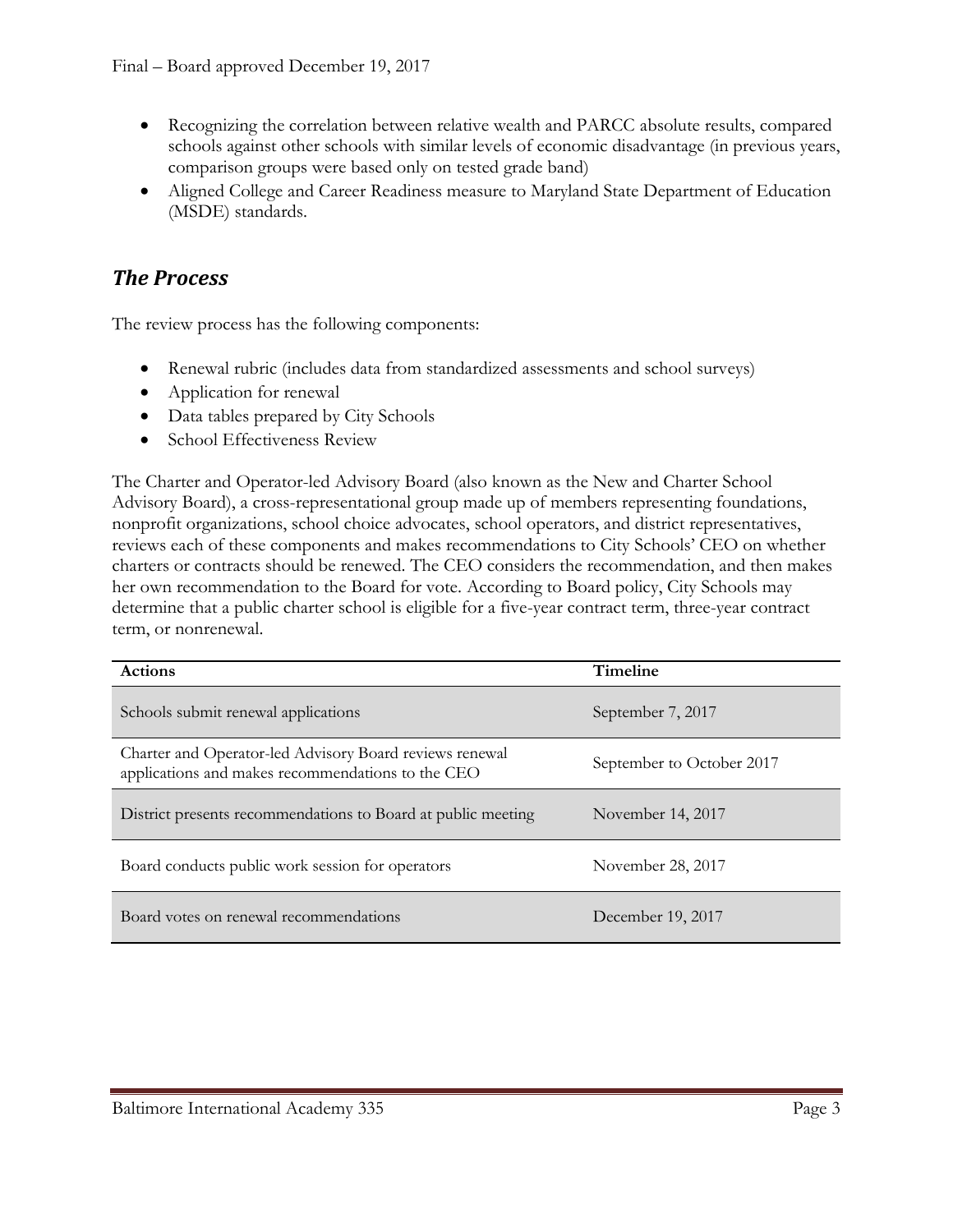- Recognizing the correlation between relative wealth and PARCC absolute results, compared schools against other schools with similar levels of economic disadvantage (in previous years, comparison groups were based only on tested grade band)
- Aligned College and Career Readiness measure to Maryland State Department of Education (MSDE) standards.

## *The Process*

The review process has the following components:

- Renewal rubric (includes data from standardized assessments and school surveys)
- Application for renewal
- Data tables prepared by City Schools
- School Effectiveness Review

The Charter and Operator-led Advisory Board (also known as the New and Charter School Advisory Board), a cross-representational group made up of members representing foundations, nonprofit organizations, school choice advocates, school operators, and district representatives, reviews each of these components and makes recommendations to City Schools' CEO on whether charters or contracts should be renewed. The CEO considers the recommendation, and then makes her own recommendation to the Board for vote. According to Board policy, City Schools may determine that a public charter school is eligible for a five-year contract term, three-year contract term, or nonrenewal.

| Actions | Timeline |
|---|---|
| Schools submit renewal applications | September 7, 2017 |
| Charter and Operator-led Advisory Board reviews renewal applications and makes recommendations to the CEO | September to October 2017 |
| District presents recommendations to Board at public meeting | November 14, 2017 |
| Board conducts public work session for operators | November 28, 2017 |
| Board votes on renewal recommendations | December 19, 2017 |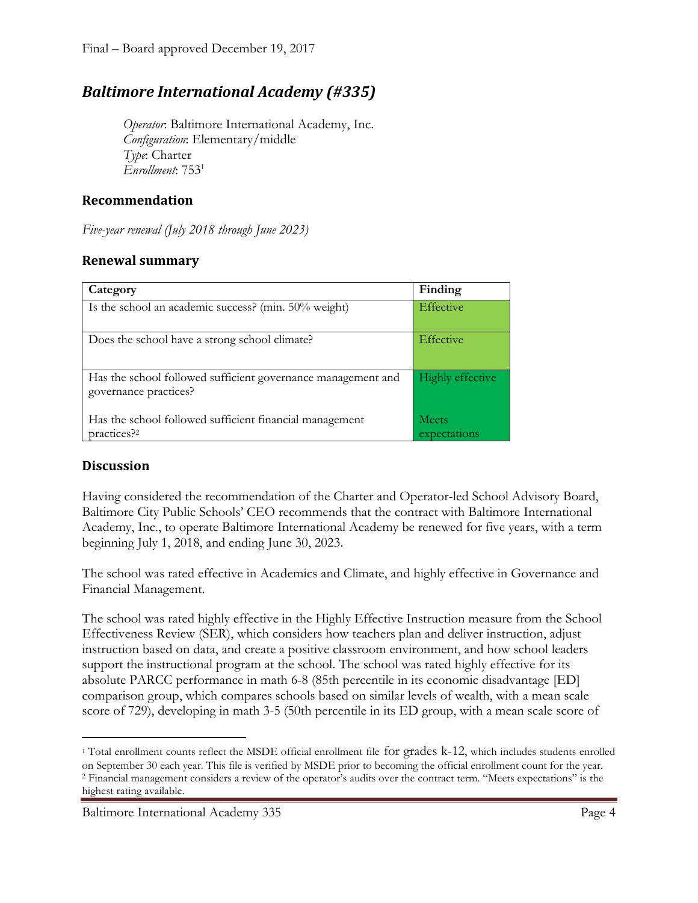Final – Board approved December 19, 2017

## *Baltimore International Academy (#335)*

*Operator*: Baltimore International Academy, Inc.
*Configuration*: Elementary/middle
*Type*: Charter
*Enrollment*: 753[1]

### Recommendation

*Five-year renewal (July 2018 through June 2023)*

### Renewal summary

| Category | Finding |
|---|---|
| Is the school an academic success? (min. 50% weight) | Effective |
| Does the school have a strong school climate? | Effective |
| Has the school followed sufficient governance management and governance practices? | Highly effective |
| Has the school followed sufficient financial management practices?[2] | Meets expectations |

### Discussion

Having considered the recommendation of the Charter and Operator-led School Advisory Board, Baltimore City Public Schools' CEO recommends that the contract with Baltimore International Academy, Inc., to operate Baltimore International Academy be renewed for five years, with a term beginning July 1, 2018, and ending June 30, 2023.

The school was rated effective in Academics and Climate, and highly effective in Governance and Financial Management.

The school was rated highly effective in the Highly Effective Instruction measure from the School Effectiveness Review (SER), which considers how teachers plan and deliver instruction, adjust instruction based on data, and create a positive classroom environment, and how school leaders support the instructional program at the school. The school was rated highly effective for its absolute PARCC performance in math 6-8 (85th percentile in its economic disadvantage [ED] comparison group, which compares schools based on similar levels of wealth, with a mean scale score of 729), developing in math 3-5 (50th percentile in its ED group, with a mean scale score of

[1] Total enrollment counts reflect the MSDE official enrollment file for grades k-12, which includes students enrolled on September 30 each year. This file is verified by MSDE prior to becoming the official enrollment count for the year.
[2] Financial management considers a review of the operator's audits over the contract term. "Meets expectations" is the highest rating available.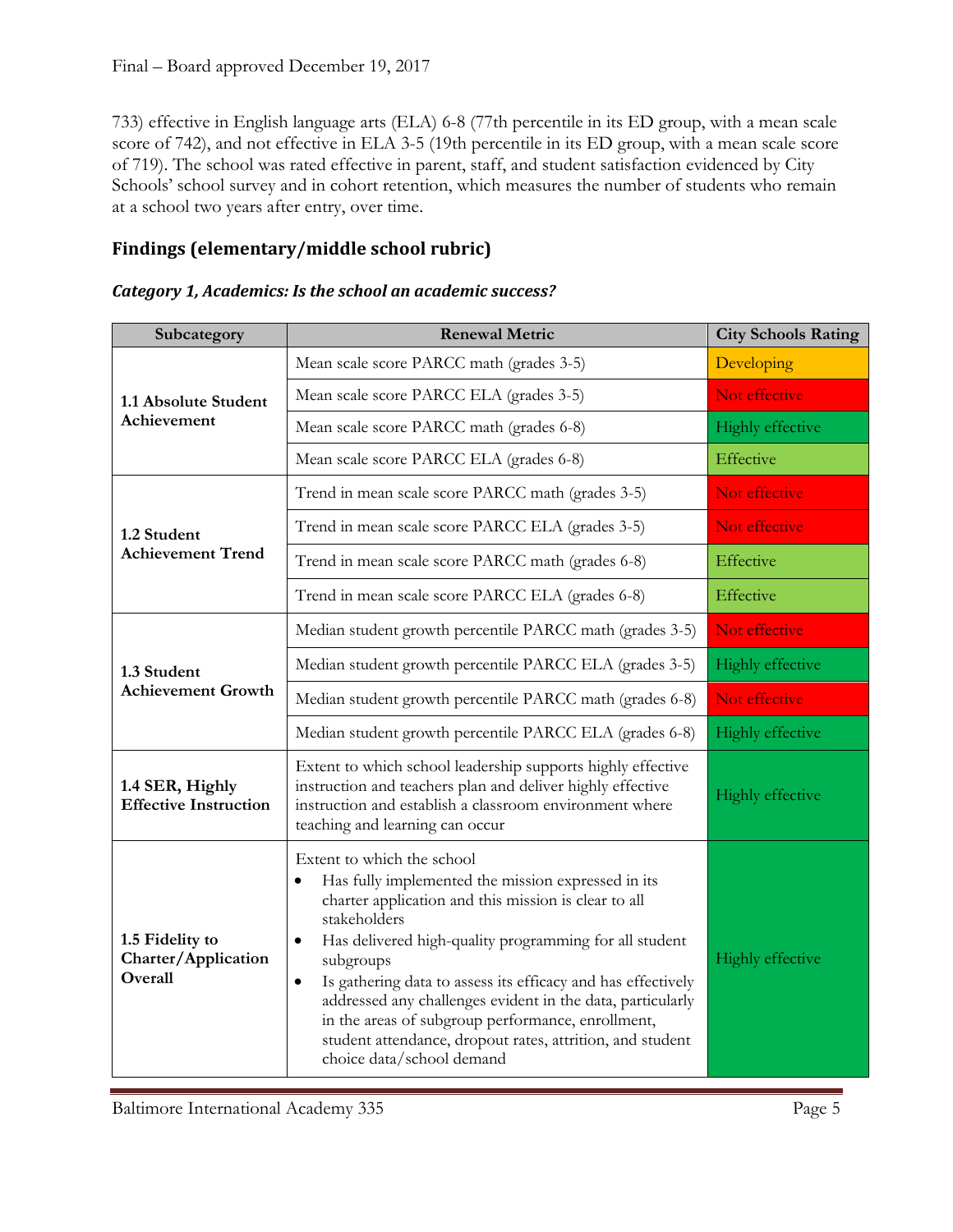733) effective in English language arts (ELA) 6-8 (77th percentile in its ED group, with a mean scale score of 742), and not effective in ELA 3-5 (19th percentile in its ED group, with a mean scale score of 719). The school was rated effective in parent, staff, and student satisfaction evidenced by City Schools' school survey and in cohort retention, which measures the number of students who remain at a school two years after entry, over time.

## Findings (elementary/middle school rubric)

### *Category 1, Academics: Is the school an academic success?*

| Subcategory | Renewal Metric | City Schools Rating |
|---|---|---|
| **1.1 Absolute Student Achievement** | Mean scale score PARCC math (grades 3-5) | Developing |
| | Mean scale score PARCC ELA (grades 3-5) | Not effective |
| | Mean scale score PARCC math (grades 6-8) | Highly effective |
| | Mean scale score PARCC ELA (grades 6-8) | Effective |
| **1.2 Student Achievement Trend** | Trend in mean scale score PARCC math (grades 3-5) | Not effective |
| | Trend in mean scale score PARCC ELA (grades 3-5) | Not effective |
| | Trend in mean scale score PARCC math (grades 6-8) | Effective |
| | Trend in mean scale score PARCC ELA (grades 6-8) | Effective |
| **1.3 Student Achievement Growth** | Median student growth percentile PARCC math (grades 3-5) | Not effective |
| | Median student growth percentile PARCC ELA (grades 3-5) | Highly effective |
| | Median student growth percentile PARCC math (grades 6-8) | Not effective |
| | Median student growth percentile PARCC ELA (grades 6-8) | Highly effective |
| **1.4 SER, Highly Effective Instruction** | Extent to which school leadership supports highly effective instruction and teachers plan and deliver highly effective instruction and establish a classroom environment where teaching and learning can occur | Highly effective |
| **1.5 Fidelity to Charter/Application Overall** | Extent to which the school<br>• Has fully implemented the mission expressed in its charter application and this mission is clear to all stakeholders<br>• Has delivered high-quality programming for all student subgroups<br>• Is gathering data to assess its efficacy and has effectively addressed any challenges evident in the data, particularly in the areas of subgroup performance, enrollment, student attendance, dropout rates, attrition, and student choice data/school demand | Highly effective |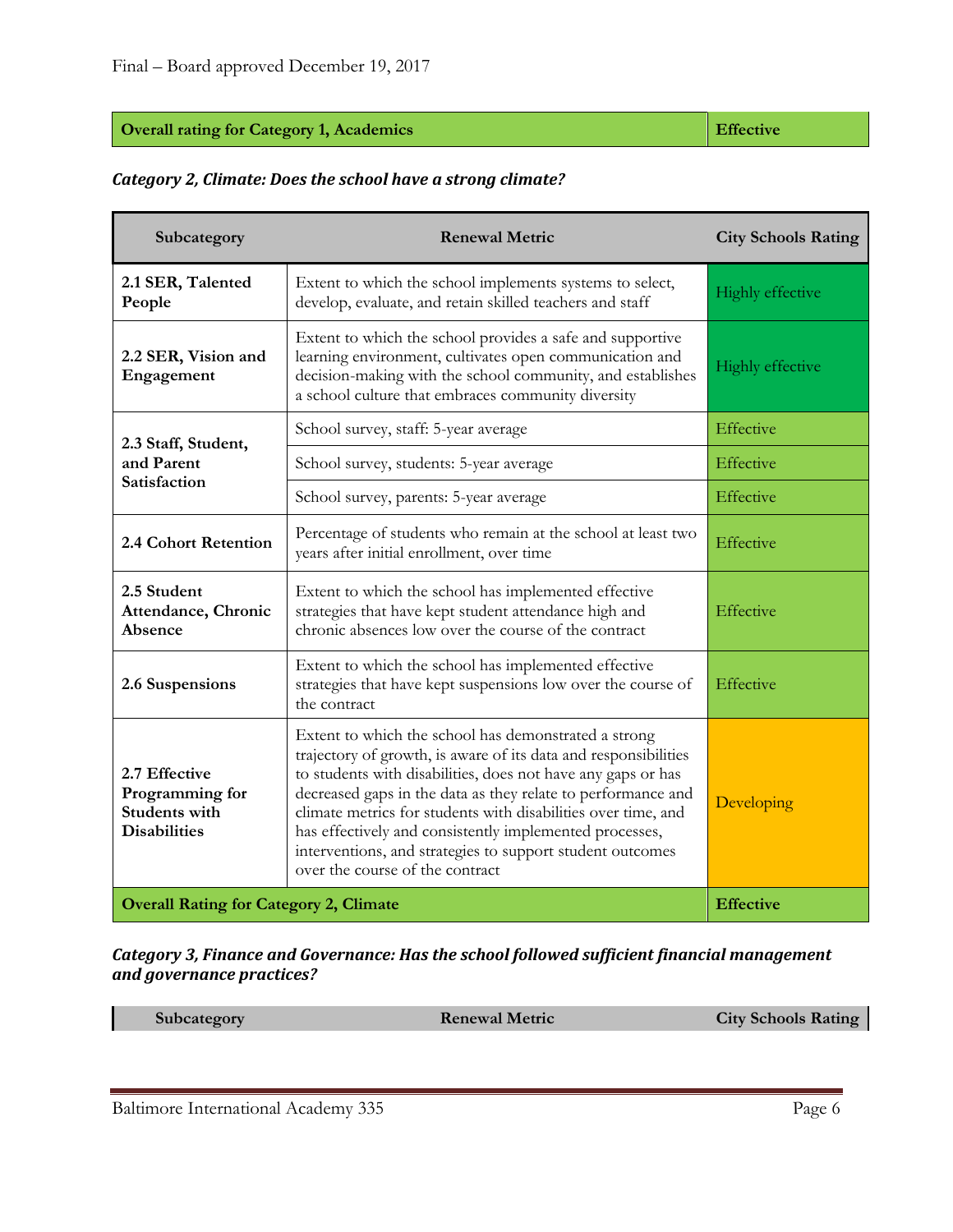Final – Board approved December 19, 2017

| **Overall rating for Category 1, Academics** | **Effective** |
|---|---|

***Category 2, Climate: Does the school have a strong climate?***

| Subcategory | Renewal Metric | City Schools Rating |
|---|---|---|
| **2.1 SER, Talented People** | Extent to which the school implements systems to select, develop, evaluate, and retain skilled teachers and staff | Highly effective |
| **2.2 SER, Vision and Engagement** | Extent to which the school provides a safe and supportive learning environment, cultivates open communication and decision-making with the school community, and establishes a school culture that embraces community diversity | Highly effective |
| **2.3 Staff, Student, and Parent Satisfaction** | School survey, staff: 5-year average | Effective |
| | School survey, students: 5-year average | Effective |
| | School survey, parents: 5-year average | Effective |
| **2.4 Cohort Retention** | Percentage of students who remain at the school at least two years after initial enrollment, over time | Effective |
| **2.5 Student Attendance, Chronic Absence** | Extent to which the school has implemented effective strategies that have kept student attendance high and chronic absences low over the course of the contract | Effective |
| **2.6 Suspensions** | Extent to which the school has implemented effective strategies that have kept suspensions low over the course of the contract | Effective |
| **2.7 Effective Programming for Students with Disabilities** | Extent to which the school has demonstrated a strong trajectory of growth, is aware of its data and responsibilities to students with disabilities, does not have any gaps or has decreased gaps in the data as they relate to performance and climate metrics for students with disabilities over time, and has effectively and consistently implemented processes, interventions, and strategies to support student outcomes over the course of the contract | Developing |
| **Overall Rating for Category 2, Climate** | | **Effective** |

***Category 3, Finance and Governance: Has the school followed sufficient financial management and governance practices?***

| Subcategory | Renewal Metric | City Schools Rating |
|---|---|---|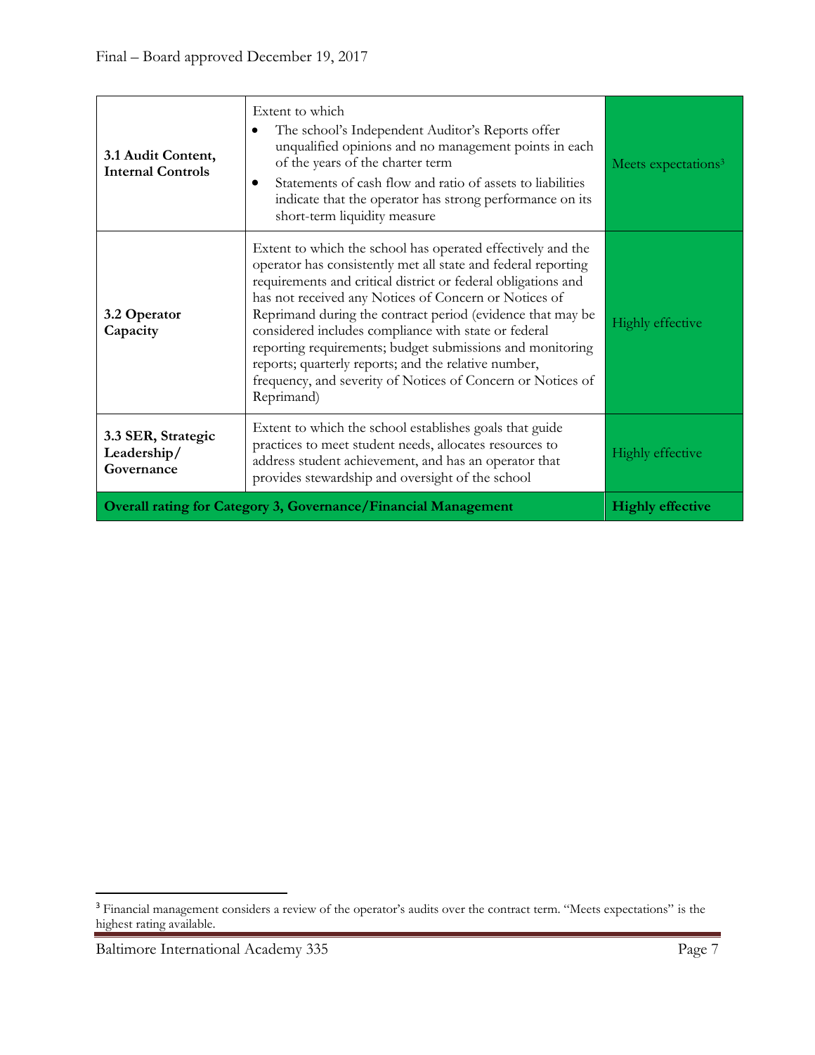| | | |
|---|---|---|
| **3.1 Audit Content, Internal Controls** | Extent to which<br>• The school's Independent Auditor's Reports offer unqualified opinions and no management points in each of the years of the charter term<br>• Statements of cash flow and ratio of assets to liabilities indicate that the operator has strong performance on its short-term liquidity measure | Meets expectations[3] |
| **3.2 Operator Capacity** | Extent to which the school has operated effectively and the operator has consistently met all state and federal reporting requirements and critical district or federal obligations and has not received any Notices of Concern or Notices of Reprimand during the contract period (evidence that may be considered includes compliance with state or federal reporting requirements; budget submissions and monitoring reports; quarterly reports; and the relative number, frequency, and severity of Notices of Concern or Notices of Reprimand) | Highly effective |
| **3.3 SER, Strategic Leadership/ Governance** | Extent to which the school establishes goals that guide practices to meet student needs, allocates resources to address student achievement, and has an operator that provides stewardship and oversight of the school | Highly effective |
| **Overall rating for Category 3, Governance/Financial Management** | | **Highly effective** |

[3] Financial management considers a review of the operator's audits over the contract term. "Meets expectations" is the highest rating available.